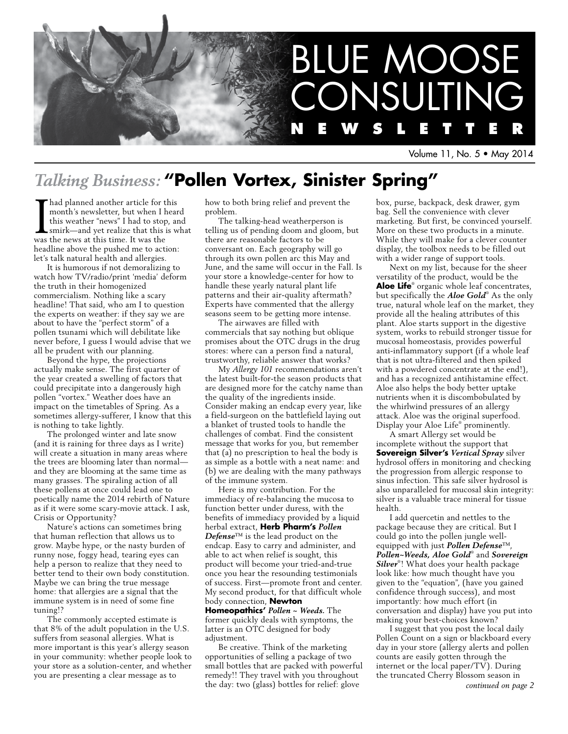# BLUE MOOSE CONSULTING NEWSLETTER

Volume 11, No. 5 • May 2014

## *Talking Business:* "Pollen Vortex, Sinister Spring"

I had planned another article for this month's newsletter, but when I heard this weather "news" I had to stop, and smirk—and yet realize that this is what was the news at this time. It was the headline above the pushed me to action: let's talk natural health and allergies.

It is humorous if not demoralizing to watch how TV/radio/print 'media' deform the truth in their homogenized commercialism. Nothing like a scary headline! That said, who am I to question the experts on weather: if they say we are about to have the "perfect storm" of a pollen tsunami which will debilitate like never before, I guess I would advise that we all be prudent with our planning.

Beyond the hype, the projections actually make sense. The first quarter of the year created a swelling of factors that could precipitate into a dangerously high pollen "vortex." Weather does have an impact on the timetables of Spring. As a sometimes allergy-sufferer, I know that this is nothing to take lightly.

The prolonged winter and late snow (and it is raining for three days as I write) will create a situation in many areas where the trees are blooming later than normal—and they are blooming at the same time as many grasses. The spiraling action of all these pollens at once could lead one to poetically name the 2014 rebirth of Nature as if it were some scary-movie attack. I ask, Crisis or Opportunity?

Nature's actions can sometimes bring that human reflection that allows us to grow. Maybe hype, or the nasty burden of runny nose, foggy head, tearing eyes can help a person to realize that they need to better tend to their own body constitution. Maybe we can bring the true message home: that allergies are a signal that the immune system is in need of some fine tuning!?

The commonly accepted estimate is that 8% of the adult population in the U.S. suffers from seasonal allergies. What is more important is this year's allergy season in your community: whether people look to your store as a solution-center, and whether you are presenting a clear message as to how to both bring relief and prevent the problem.

The talking-head weatherperson is telling us of pending doom and gloom, but there are reasonable factors to be conversant on. Each geography will go through its own pollen arc this May and June, and the same will occur in the Fall. Is your store a knowledge-center for how to handle these yearly natural plant life patterns and their air-quality aftermath? Experts have commented that the allergy seasons seem to be getting more intense.

The airwaves are filled with commercials that say nothing but oblique promises about the OTC drugs in the drug stores: where can a person find a natural, trustworthy, reliable answer that works?

My *Allergy 101* recommendations aren't the latest built-for-the season products that are designed more for the catchy name than the quality of the ingredients inside. Consider making an endcap every year, like a field-surgeon on the battlefield laying out a blanket of trusted tools to handle the challenges of combat. Find the consistent message that works for you, but remember that (a) no prescription to heal the body is as simple as a bottle with a neat name: and (b) we are dealing with the many pathways of the immune system.

Here is my contribution. For the immediacy of re-balancing the mucosa to function better under duress, with the benefits of immediacy provided by a liquid herbal extract, **Herb Pharm's *Pollen Defense*™** is the lead product on the endcap. Easy to carry and administer, and able to act when relief is sought, this product will become your tried-and-true once you hear the resounding testimonials of success. First—promote front and center. My second product, for that difficult whole body connection, **Newton Homeopathics' *Pollen ~ Weeds.*** The former quickly deals with symptoms, the latter is an OTC designed for body adjustment.

Be creative. Think of the marketing opportunities of selling a package of two small bottles that are packed with powerful remedy!! They travel with you throughout the day: two (glass) bottles for relief: glove box, purse, backpack, desk drawer, gym bag. Sell the convenience with clever marketing. But first, be convinced yourself. More on these two products in a minute. While they will make for a clever counter display, the toolbox needs to be filled out with a wider range of support tools.

Next on my list, because for the sheer versatility of the product, would be the **Aloe Life®** organic whole leaf concentrates, but specifically the ***Aloe Gold®*** As the only true, natural whole leaf on the market, they provide all the healing attributes of this plant. Aloe starts support in the digestive system, works to rebuild stronger tissue for mucosal homeostasis, provides powerful anti-inflammatory support (if a whole leaf that is not ultra-filtered and then spiked with a powdered concentrate at the end!), and has a recognized antihistamine effect. Aloe also helps the body better uptake nutrients when it is discombobulated by the whirlwind pressures of an allergy attack. Aloe was the original superfood. Display your Aloe Life® prominently.

A smart Allergy set would be incomplete without the support that **Sovereign Silver's *Vertical Spray*** silver hydrosol offers in monitoring and checking the progression from allergic response to sinus infection. This safe silver hydrosol is also unparalleled for mucosal skin integrity: silver is a valuable trace mineral for tissue health.

I add quercetin and nettles to the package because they are critical. But I could go into the pollen jungle well-equipped with just ***Pollen Defense*™, *Pollen~Weeds, Aloe Gold®*** and ***Sovereign Silver®***! What does your health package look like: how much thought have you given to the "equation", (have you gained confidence through success), and most importantly: how much effort (in conversation and display) have you put into making your best-choices known?

I suggest that you post the local daily Pollen Count on a sign or blackboard every day in your store (allergy alerts and pollen counts are easily gotten through the internet or the local paper/TV). During the truncated Cherry Blossom season in

*continued on page 2*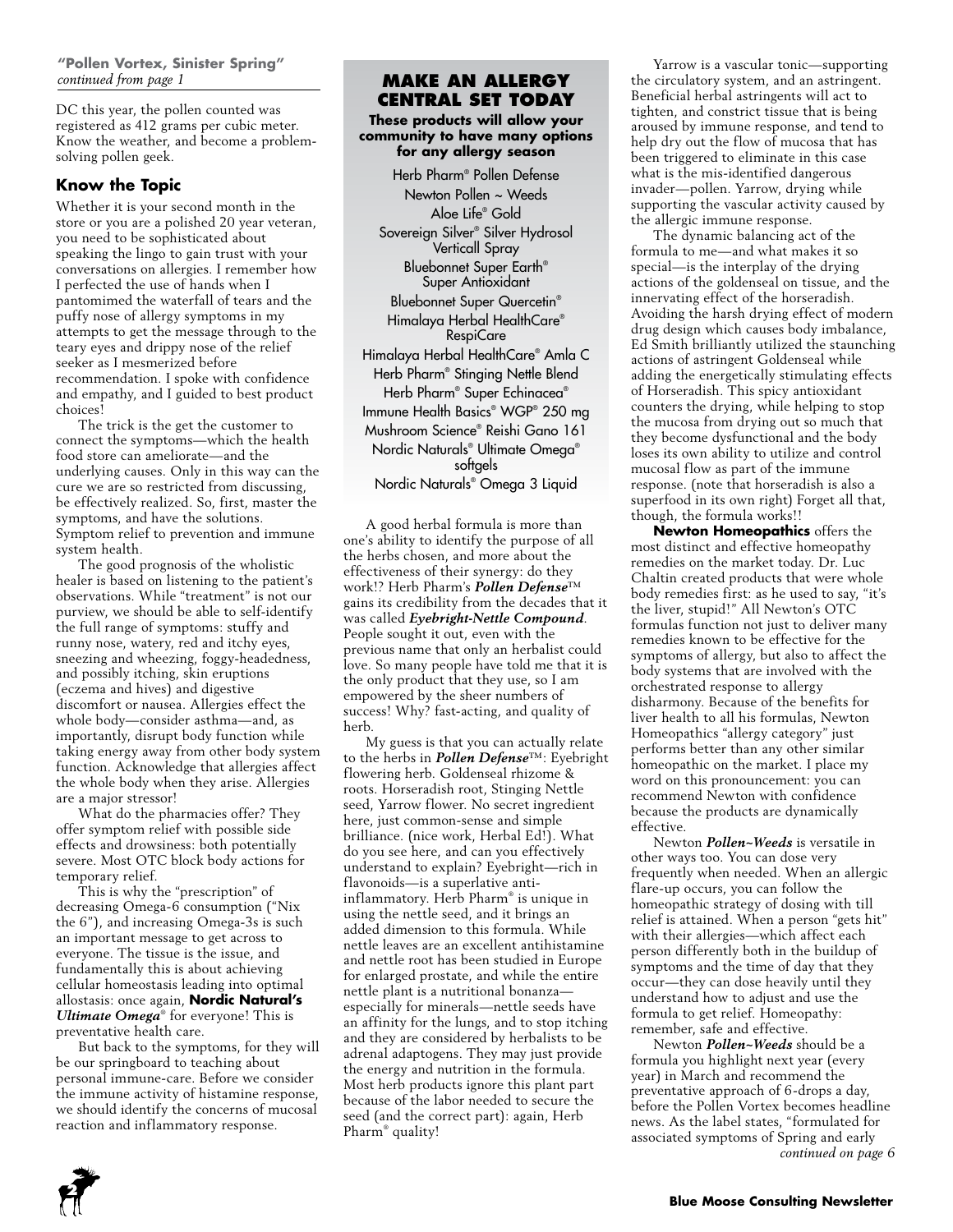**"Pollen Vortex, Sinister Spring"**
*continued from page 1*

DC this year, the pollen counted was registered as 412 grams per cubic meter. Know the weather, and become a problem-solving pollen geek.

### Know the Topic

Whether it is your second month in the store or you are a polished 20 year veteran, you need to be sophisticated about speaking the lingo to gain trust with your conversations on allergies. I remember how I perfected the use of hands when I pantomimed the waterfall of tears and the puffy nose of allergy symptoms in my attempts to get the message through to the teary eyes and drippy nose of the relief seeker as I mesmerized before recommendation. I spoke with confidence and empathy, and I guided to best product choices!

The trick is the get the customer to connect the symptoms—which the health food store can ameliorate—and the underlying causes. Only in this way can the cure we are so restricted from discussing, be effectively realized. So, first, master the symptoms, and have the solutions. Symptom relief to prevention and immune system health.

The good prognosis of the wholistic healer is based on listening to the patient's observations. While "treatment" is not our purview, we should be able to self-identify the full range of symptoms: stuffy and runny nose, watery, red and itchy eyes, sneezing and wheezing, foggy-headedness, and possibly itching, skin eruptions (eczema and hives) and digestive discomfort or nausea. Allergies effect the whole body—consider asthma—and, as importantly, disrupt body function while taking energy away from other body system function. Acknowledge that allergies affect the whole body when they arise. Allergies are a major stressor!

What do the pharmacies offer? They offer symptom relief with possible side effects and drowsiness: both potentially severe. Most OTC block body actions for temporary relief.

This is why the "prescription" of decreasing Omega-6 consumption ("Nix the 6"), and increasing Omega-3s is such an important message to get across to everyone. The tissue is the issue, and fundamentally this is about achieving cellular homeostasis leading into optimal allostasis: once again, **Nordic Natural's *Ultimate Omega*®** for everyone! This is preventative health care.

But back to the symptoms, for they will be our springboard to teaching about personal immune-care. Before we consider the immune activity of histamine response, we should identify the concerns of mucosal reaction and inflammatory response.

### MAKE AN ALLERGY CENTRAL SET TODAY

**These products will allow your community to have many options for any allergy season**

Herb Pharm® Pollen Defense
Newton Pollen ~ Weeds
Aloe Life® Gold
Sovereign Silver® Silver Hydrosol Verticall Spray
Bluebonnet Super Earth® Super Antioxidant
Bluebonnet Super Quercetin®
Himalaya Herbal HealthCare® RespiCare
Himalaya Herbal HealthCare® Amla C
Herb Pharm® Stinging Nettle Blend
Herb Pharm® Super Echinacea®
Immune Health Basics® WGP® 250 mg
Mushroom Science® Reishi Gano 161
Nordic Naturals® Ultimate Omega® softgels
Nordic Naturals® Omega 3 Liquid

A good herbal formula is more than one's ability to identify the purpose of all the herbs chosen, and more about the effectiveness of their synergy: do they work!? Herb Pharm's ***Pollen Defense***™ gains its credibility from the decades that it was called ***Eyebright-Nettle Compound***. People sought it out, even with the previous name that only an herbalist could love. So many people have told me that it is the only product that they use, so I am empowered by the sheer numbers of success! Why? fast-acting, and quality of herb.

My guess is that you can actually relate to the herbs in ***Pollen Defense***™: Eyebright flowering herb. Goldenseal rhizome & roots. Horseradish root, Stinging Nettle seed, Yarrow flower. No secret ingredient here, just common-sense and simple brilliance. (nice work, Herbal Ed!). What do you see here, and can you effectively understand to explain? Eyebright—rich in flavonoids—is a superlative anti-inflammatory. Herb Pharm® is unique in using the nettle seed, and it brings an added dimension to this formula. While nettle leaves are an excellent antihistamine and nettle root has been studied in Europe for enlarged prostate, and while the entire nettle plant is a nutritional bonanza—especially for minerals—nettle seeds have an affinity for the lungs, and to stop itching and they are considered by herbalists to be adrenal adaptogens. They may just provide the energy and nutrition in the formula. Most herb products ignore this plant part because of the labor needed to secure the seed (and the correct part): again, Herb Pharm® quality!

Yarrow is a vascular tonic—supporting the circulatory system, and an astringent. Beneficial herbal astringents will act to tighten, and constrict tissue that is being aroused by immune response, and tend to help dry out the flow of mucosa that has been triggered to eliminate in this case what is the mis-identified dangerous invader—pollen. Yarrow, drying while supporting the vascular activity caused by the allergic immune response.

The dynamic balancing act of the formula to me—and what makes it so special—is the interplay of the drying actions of the goldenseal on tissue, and the innervating effect of the horseradish. Avoiding the harsh drying effect of modern drug design which causes body imbalance, Ed Smith brilliantly utilized the staunching actions of astringent Goldenseal while adding the energetically stimulating effects of Horseradish. This spicy antioxidant counters the drying, while helping to stop the mucosa from drying out so much that they become dysfunctional and the body loses its own ability to utilize and control mucosal flow as part of the immune response. (note that horseradish is also a superfood in its own right) Forget all that, though, the formula works!!

**Newton Homeopathics** offers the most distinct and effective homeopathy remedies on the market today. Dr. Luc Chaltin created products that were whole body remedies first: as he used to say, "it's the liver, stupid!" All Newton's OTC formulas function not just to deliver many remedies known to be effective for the symptoms of allergy, but also to affect the body systems that are involved with the orchestrated response to allergy disharmony. Because of the benefits for liver health to all his formulas, Newton Homeopathics "allergy category" just performs better than any other similar homeopathic on the market. I place my word on this pronouncement: you can recommend Newton with confidence because the products are dynamically effective.

Newton ***Pollen~Weeds*** is versatile in other ways too. You can dose very frequently when needed. When an allergic flare-up occurs, you can follow the homeopathic strategy of dosing with till relief is attained. When a person "gets hit" with their allergies—which affect each person differently both in the buildup of symptoms and the time of day that they occur—they can dose heavily until they understand how to adjust and use the formula to get relief. Homeopathy: remember, safe and effective.

Newton ***Pollen~Weeds*** should be a formula you highlight next year (every year) in March and recommend the preventative approach of 6-drops a day, before the Pollen Vortex becomes headline news. As the label states, "formulated for associated symptoms of Spring and early

*continued on page 6*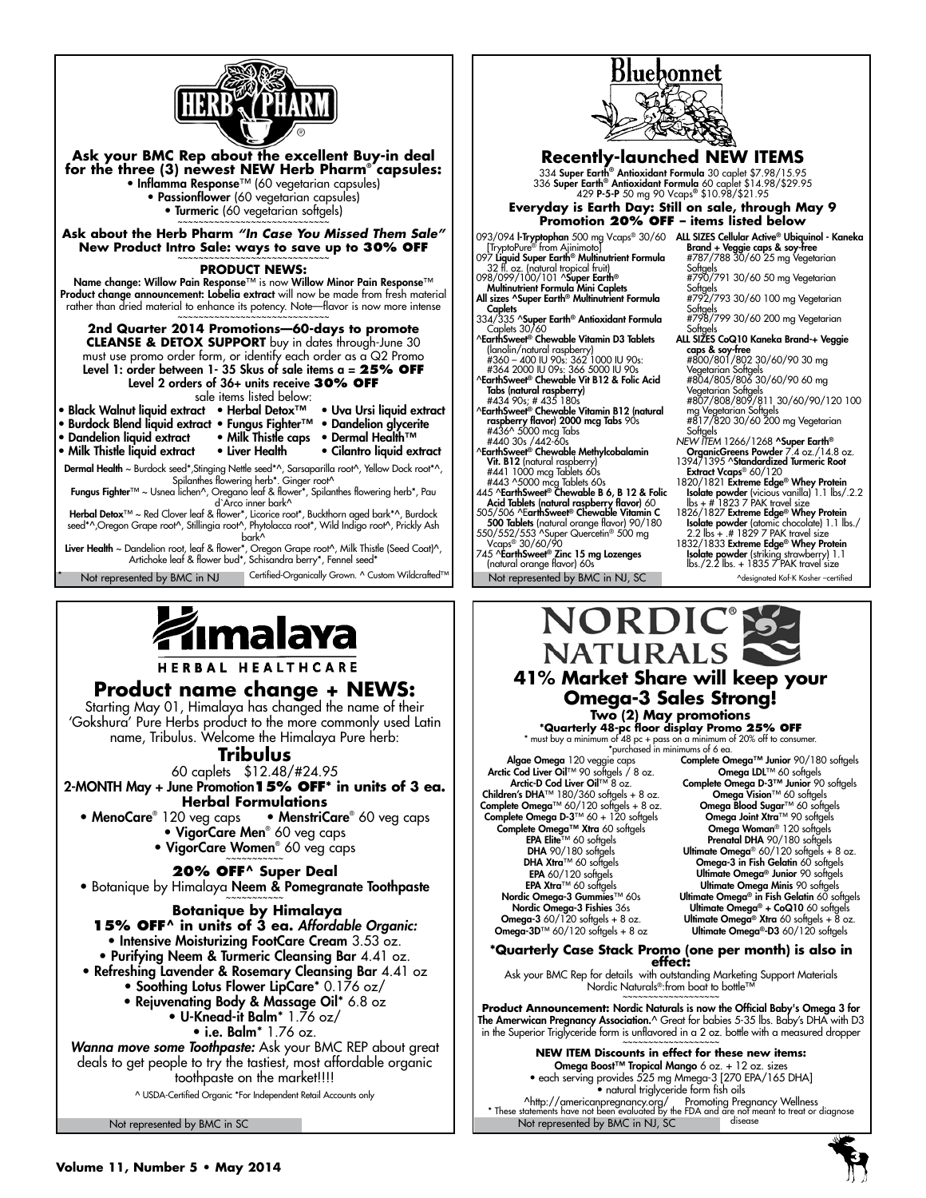## HERB PHARM

**Ask your BMC Rep about the excellent Buy-in deal for the three (3) newest NEW Herb Pharm® capsules:**

- **Inflamma Response**™ (60 vegetarian capsules)
- **Passionflower** (60 vegetarian capsules)
- **Turmeric** (60 vegetarian softgels)

**Ask about the Herb Pharm *"In Case You Missed Them Sale"* New Product Intro Sale: ways to save up to 30% OFF**

**PRODUCT NEWS:**

Name change: Willow Pain Response™ is now **Willow Minor Pain Response**™

Product change announcement: **Lobelia extract** will now be made from fresh material rather than dried material to enhance its potency. Note—flavor is now more intense

**2nd Quarter 2014 Promotions—60-days to promote CLEANSE & DETOX SUPPORT** buy in dates through-June 30 must use promo order form, or identify each order as a Q2 Promo

Level 1: order between 1- 35 Skus of sale items a = **25% OFF**

Level 2 orders of 36+ units receive **30% OFF**

sale items listed below:

- Black Walnut liquid extract
- Burdock Blend liquid extract
- Dandelion liquid extract
- Milk Thistle liquid extract
- Herbal Detox™
- Fungus Fighter™
- Milk Thistle caps
- Liver Health
- Uva Ursi liquid extract
- Dandelion glycerite
- Dermal Health™
- Cilantro liquid extract

**Dermal Health** ~ Burdock seed*,Stinging Nettle seed*^, Sarsaparilla root^, Yellow Dock root*^, Spilanthes flowering herb*, Ginger root^

**Fungus Fighter**™ ~ Usnea lichen^, Oregano leaf & flower*, Spilanthes flowering herb*, Pau d'Arco inner bark^

**Herbal Detox**™ ~ Red Clover leaf & flower*, Licorice root*, Buckthorn aged bark*^, Burdock seed*^,Oregon Grape root^, Stillingia root^, Phytolacca root*, Wild Indigo root^, Prickly Ash bark^

**Liver Health** ~ Dandelion root, leaf & flower*, Oregon Grape root^, Milk Thistle (Seed Coat)^, Artichoke leaf & flower bud*, Schisandra berry*, Fennel seed*

\* Certified-Organically Grown. ^ Custom Wildcrafted™

Not represented by BMC in NJ

## Bluebonnet

### Recently-launched NEW ITEMS

334 **Super Earth® Antioxidant Formula** 30 caplet $7.98/15.95
336 **Super Earth® Antioxidant Formula** 60 caplet $14.98/$29.95
429 **P-5-P** 50 mg 90 Vcaps® $10.98/$21.95

**Everyday is Earth Day: Still on sale, through May 9 Promotion 20% OFF – items listed below**

093/094 **l-Tryptophan** 500 mg Vcaps® 30/60 [TryptoPure® from Ajinimoto]
097 **Liquid Super Earth® Multinutrient Formula** 32 fl. oz. (natural tropical fruit)
098/099/100/101 **^Super Earth® Multinutrient Formula Mini Caplets**
**All sizes ^Super Earth® Multinutrient Formula Caplets**
334/335 **^Super Earth® Antioxidant Formula** Caplets 30/60
**^EarthSweet® Chewable Vitamin D3 Tablets** (lanolin/natural raspberry) #360 – 400 IU 90s: 362 1000 IU 90s: #364 2000 IU 09s: 366 5000 IU 90s
**^EarthSweet® Chewable Vit B12 & Folic Acid Tabs (natural raspberry)** #434 90s; # 435 180s
**^EarthSweet® Chewable Vitamin B12 (natural raspberry flavor) 2000 mcg Tabs** 90s #436^ 5000 mcg Tabs #440 30s /442-60s
**^EarthSweet® Chewable Methylcobalamin Vit. B12** (natural raspberry) #441 1000 mcg Tablets 60s #443 ^5000 mcg Tablets 60s
445 **^EarthSweet® Chewable B 6, B 12 & Folic Acid Tablets (natural raspberry flavor)** 60
505/506 **^EarthSweet® Chewable Vitamin C 500 Tablets** (natural orange flavor) 90/180
550/552/553 ^Super Quercetin® 500 mg Vcaps® 30/60/90
745 **^EarthSweet® Zinc 15 mg Lozenges** (natural orange flavor) 60s

**ALL SIZES Cellular Active® Ubiquinol - Kaneka Brand + Veggie caps & soy-free**
#787/788 30/60 25 mg Vegetarian Softgels
#790/791 30/60 50 mg Vegetarian Softgels
#792/793 30/60 100 mg Vegetarian Softgels
#798/799 30/60 200 mg Vegetarian Softgels

**ALL SIZES CoQ10 Kaneka Brand-+ Veggie caps & soy-free**
#800/801/802 30/60/90 30 mg Vegetarian Softgels
#804/805/806 30/60/90 60 mg Vegetarian Softgels
#807/808/809/811 30/60/90/120 100 mg Vegetarian Softgels
#817/820 30/60 200 mg Vegetarian Softgels

*NEW ITEM* 1266/1268 **^Super Earth® OrganicGreens Powder** 7.4 oz./14.8 oz.
1394/1395 **^Standardized Turmeric Root Extract Vcaps®** 60/120
1820/1821 **Extreme Edge® Whey Protein Isolate powder** (vicious vanilla) 1.1 lbs/.2.2 lbs + # 1823 7 PAK travel size
1826/1827 **Extreme Edge® Whey Protein Isolate powder** (atomic chocolate) 1.1 lbs./ 2.2 lbs + .# 1829 7 PAK travel size
1832/1833 **Extreme Edge® Whey Protein Isolate powder** (striking strawberry) 1.1 lbs./2.2 lbs. + 1835 7 PAK travel size

Not represented by BMC in NJ, SC

^designated Kof-K Kosher –certified

## Himalaya HERBAL HEALTHCARE

### Product name change + NEWS:

Starting May 01, Himalaya has changed the name of their 'Gokshura' Pure Herbs product to the more commonly used Latin name, Tribulus. Welcome the Himalaya Pure herb:

### Tribulus

60 caplets $12.48/#24.95

**2-MONTH May + June Promotion 15% OFF* in units of 3 ea.**

**Herbal Formulations**

- **MenoCare**® 120 veg caps
- **MenstriCare**® 60 veg caps
- **VigorCare Men**® 60 veg caps
- **VigorCare Women**® 60 veg caps

**20% OFF^ Super Deal**

- Botanique by Himalaya **Neem & Pomegranate Toothpaste**

**Botanique by Himalaya**

**15% OFF^ in units of 3 ea.** *Affordable Organic:*

- **Intensive Moisturizing FootCare Cream** 3.53 oz.
- **Purifying Neem & Turmeric Cleansing Bar** 4.41 oz.
- **Refreshing Lavender & Rosemary Cleansing Bar** 4.41 oz
- **Soothing Lotus Flower LipCare*** 0.176 oz/
- **Rejuvenating Body & Massage Oil*** 6.8 oz
- **U-Knead-it Balm*** 1.76 oz/
- **i.e. Balm*** 1.76 oz.

***Wanna move some Toothpaste:*** Ask your BMC REP about great deals to get people to try the tastiest, most affordable organic toothpaste on the market!!!!

^ USDA-Certified Organic *For Independent Retail Accounts only

Not represented by BMC in SC

## NORDIC NATURALS

### 41% Market Share will keep your Omega-3 Sales Strong!

**Two (2) May promotions**

**\*Quarterly 48-pc floor display Promo 25% OFF**

\* must buy a minimum of 48 pc + pass on a minimum of 20% off to consumer.
\*purchased in minimums of 6 ea.

**Algae Omega** 120 veggie caps
**Arctic Cod Liver Oil**™ 90 softgels / 8 oz.
**Arctic-D Cod Liver Oil**™ 8 oz.
**Children's DHA**™ 180/360 softgels + 8 oz.
**Complete Omega**™ 60/120 softgels + 8 oz.
**Complete Omega D-3**™ 60 + 120 softgels
**Complete Omega™ Xtra** 60 softgels
**EPA Elite**™ 60 softgels
**DHA** 90/180 softgels
**DHA Xtra**™ 60 softgels
**EPA** 60/120 softgels
**EPA Xtra**™ 60 softgels
**Nordic Omega-3 Gummies**™ 60s
**Nordic Omega-3 Fishies** 36s
**Omega-3** 60/120 softgels + 8 oz.
**Omega-3D**™ 60/120 softgels + 8 oz
**Complete Omega™ Junior** 90/180 softgels
**Omega LDL**™ 60 softgels
**Complete Omega D-3™ Junior** 90 softgels
**Omega Vision**™ 60 softgels
**Omega Blood Sugar**™ 60 softgels
**Omega Joint Xtra**™ 90 softgels
**Omega Woman**® 120 softgels
**Prenatal DHA** 90/180 softgels
**Ultimate Omega**® 60/120 softgels + 8 oz.
**Omega-3 in Fish Gelatin** 60 softgels
**Ultimate Omega® Junior** 90 softgels
**Ultimate Omega Minis** 90 softgels
**Ultimate Omega® in Fish Gelatin** 60 softgels
**Ultimate Omega® + CoQ10** 60 softgels
**Ultimate Omega® Xtra** 60/120 softgels + 8 oz.
**Ultimate Omega®-D3** 60/120 softgels

**\*Quarterly Case Stack Promo (one per month) is also in effect:**

Ask your BMC Rep for details with outstanding Marketing Support Materials Nordic Naturals®:from boat to bottle™

**Product Announcement: Nordic Naturals is now the Official Baby's Omega 3 for The Amerwican Pregnancy Association.^** Great for babies 5-35 lbs. Baby's DHA with D3 in the Superior Triglyceride form is unflavored in a 2 oz. bottle with a measured dropper

**NEW ITEM Discounts in effect for these new items:**

**Omega Boost™ Tropical Mango** 6 oz. + 12 oz. sizes

- each serving provides 525 mg Mmega-3 [270 EPA/165 DHA]
- natural triglyceride form fish oils

^http://americanpregnancy.org/ Promoting Pregnancy Wellness

\* These statements have not been evaluated by the FDA and are not meant to treat or diagnose disease

Not represented by BMC in NJ, SC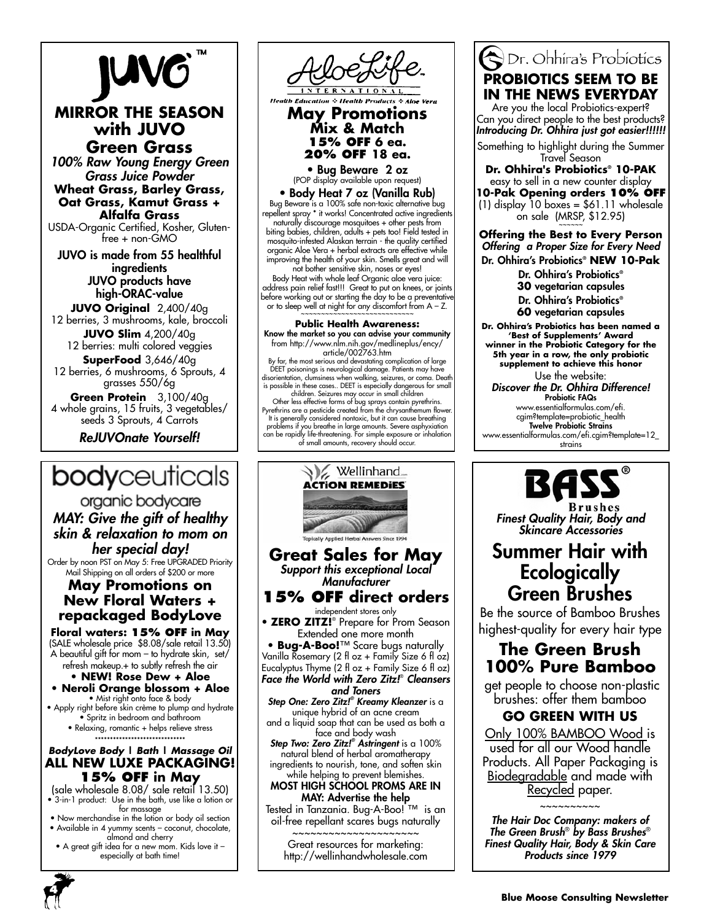# JUVO™

## MIRROR THE SEASON with JUVO Green Grass

*100% Raw Young Energy Green Grass Juice Powder*

**Wheat Grass, Barley Grass, Oat Grass, Kamut Grass + Alfalfa Grass**

USDA-Organic Certified, Kosher, Gluten-free + non-GMO

JUVO is made from 55 healthful ingredients

JUVO products have high-ORAC-value

**JUVO Original** 2,400/40g
12 berries, 3 mushrooms, kale, broccoli

**JUVO Slim** 4,200/40g
12 berries: multi colored veggies

**SuperFood** 3,646/40g
12 berries, 6 mushrooms, 6 Sprouts, 4 grasses 550/6g

**Green Protein** 3,100/40g
4 whole grains, 15 fruits, 3 vegetables/ seeds 3 Sprouts, 4 Carrots

*ReJUVOnate Yourself!*

---

# AloeLife International

*Health Education ✣ Health Products ✣ Aloe Vera*

## May Promotions

**Mix & Match**
**15% OFF 6 ea.**
**20% OFF 18 ea.**

- Bug Beware 2 oz
(POP display available upon request)
- Body Heat 7 oz (Vanilla Rub)

Bug Beware is a 100% safe non-toxic alternative bug repellent spray * it works! Concentrated active ingredients naturally discourage mosquitoes + other pests from biting babies, children, adults + pets too! Field tested in mosquito-infested Alaskan terrain - the quality certified organic Aloe Vera + herbal extracts are effective while improving the health of your skin. Smells great and will not bother sensitive skin, noses or eyes!

Body Heat with whole leaf Organic aloe vera juice: address pain relief fast!!! Great to put on knees, or joints before working out or starting the day to be a preventative or to sleep well at night for any discomfort from A – Z.

~~~~~~~~~~~~~~~~~~~~~~~~~~~~

**Public Health Awareness:**
**Know the market so you can advise your community** from http://www.nlm.nih.gov/medlineplus/ency/article/002763.htm

By far, the most serious and devastating complication of large DEET poisonings is neurological damage. Patients may have disorientation, clumsiness when walking, seizures, or coma. Death is possible in these cases.. DEET is especially dangerous for small children. Seizures may occur in small children

Other less effective forms of bug sprays contain pyrethrins. Pyrethrins are a pesticide created from the chrysanthemum flower. It is generally considered nontoxic, but it can cause breathing problems if you breathe in large amounts. Severe asphyxiation can be rapidly life-threatening. For simple exposure or inhalation of small amounts, recovery should occur.

---

# Dr. Ohhira's Probiotics

## PROBIOTICS SEEM TO BE IN THE NEWS EVERYDAY

Are you the local Probiotics-expert? Can you direct people to the best products?
***Introducing Dr. Ohhira just got easier!!!!!!***

Something to highlight during the Summer Travel Season

**Dr. Ohhira's Probiotics® 10-PAK**
easy to sell in a new counter display
**10-Pak Opening orders 10% OFF**
(1) display 10 boxes = $61.11 wholesale on sale (MRSP, $12.95)

~~~~~

**Offering the Best to Every Person**
***Offering a Proper Size for Every Need***

**Dr. Ohhira's Probiotics® NEW 10-Pak**

**Dr. Ohhira's Probiotics®**
**30 vegetarian capsules**

**Dr. Ohhira's Probiotics®**
**60 vegetarian capsules**

**Dr. Ohhira's Probiotics has been named a 'Best of Supplements' Award winner in the Probiotic Category for the 5th year in a row, the only probiotic supplement to achieve this honor**

Use the website:
***Discover the Dr. Ohhira Difference!***

**Probiotic FAQs**
www.essentialformulas.com/efi.cgim?template=probiotic_health

**Twelve Probiotic Strains**
www.essentialformulas.com/efi.cgim?template=12_strains

---

# bodyceuticals

organic bodycare

*MAY: Give the gift of healthy skin & relaxation to mom on her special day!*

Order by noon PST on May 5: Free UPGRADED Priority Mail Shipping on all orders of $200 or more

## May Promotions on New Floral Waters + repackaged BodyLove

**Floral waters: 15% OFF in May**
(SALE wholesale price $8.08/sale retail 13.50)
A beautiful gift for mom – to hydrate skin, set/ refresh makeup.+ to subtly refresh the air

- **NEW! Rose Dew + Aloe**
- **Neroli Orange blossom + Aloe**
- Mist right onto face & body
- Apply right before skin crème to plump and hydrate
- Spritz in bedroom and bathroom
- Relaxing, romantic + helps relieve stress

******************************

***BodyLove Body | Bath | Massage Oil***
**ALL NEW LUXE PACKAGING!**
**15% OFF in May**
(sale wholesale 8.08/ sale retail 13.50)

- 3-in-1 product: Use in the bath, use like a lotion or for massage
- Now merchandise in the lotion or body oil section
- Available in 4 yummy scents – coconut, chocolate, almond and cherry
- A great gift idea for a new mom. Kids love it – especially at bath time!

---

# Wellinhand ACTION REMEDIES

Topically Applied Herbal Answers Since 1994

## Great Sales for May

***Support this exceptional Local Manufacturer***

## 15% OFF direct orders

independent stores only

- **ZERO ZITZ!®** Prepare for Prom Season Extended one more month
- **Bug-A-Boo!™** Scare bugs naturally Vanilla Rosemary (2 fl oz + Family Size 6 fl oz) Eucalyptus Thyme (2 fl oz + Family Size 6 fl oz)

***Face the World with Zero Zitz!® Cleansers and Toners***

***Step One: Zero Zitz!® Kreamy Kleanzer*** is a unique hybrid of an acne cream and a liquid soap that can be used as both a face and body wash

***Step Two: Zero Zitz!® Astringent*** is a 100% natural blend of herbal aromatherapy ingredients to nourish, tone, and soften skin while helping to prevent blemishes.

**MOST HIGH SCHOOL PROMS ARE IN MAY: Advertise the help**

Tested in Tanzania. Bug-A-Boo! ™ is an oil-free repellant scares bugs naturally

~~~~~~~~~~~~~~~~~~~~~

Great resources for marketing:
http://wellinhandwholesale.com

---

# BASS® Brushes

***Finest Quality Hair, Body and Skincare Accessories***

## Summer Hair with Ecologically Green Brushes

Be the source of Bamboo Brushes highest-quality for every hair type

## The Green Brush 100% Pure Bamboo

get people to choose non-plastic brushes: offer them bamboo

**GO GREEN WITH US**

Only 100% BAMBOO Wood is used for all our Wood handle Products. All Paper Packaging is Biodegradable and made with Recycled paper.

~~~~~~~~~~

***The Hair Doc Company: makers of The Green Brush® by Bass Brushes® Finest Quality Hair, Body & Skin Care Products since 1979***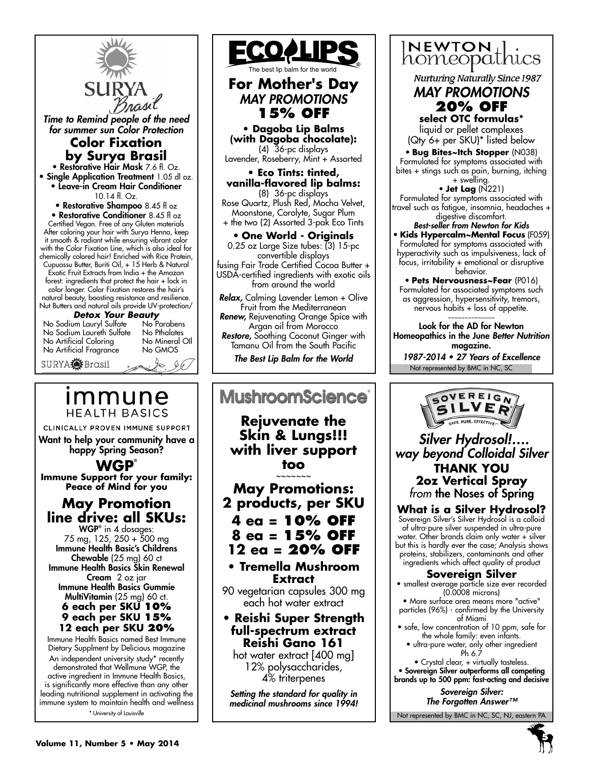## SURYA Brasil

*Time to Remind people of the need for summer sun Color Protection*

### Color Fixation by Surya Brasil

- **Restorative Hair Mask** 7.6 fl. Oz.
- **Single Application Treatment** 1.05 dl oz.
- **Leave-in Cream Hair Conditioner** 10.14 fl. Oz.
- **Restorative Shampoo** 8.45 fl oz
- **Restorative Conditioner** 8.45 fl oz

Certified Vegan. Free of any Gluten materials After coloring your hair with Surya Henna, keep it smooth & radiant while ensuring vibrant color with the Color Fixation Line, which is also ideal for chemically colored hair! Enriched with Rice Protein, Cupuassu Butter, Buriti Oil, + 15 Herb & Natural Exotic Fruit Extracts from India + the Amazon forest: ingredients that protect the hair + lock in color longer. Color Fixation restores the hair's natural beauty, boosting resistance and resilience. Nut Butters and natural oils provide UV-protection/

***Detox Your Beauty***

| | |
|---|---|
| No Sodium Lauryl Sulfate | No Parabens |
| No Sodium Laureth Sulfate | No Pthalates |
| No Artificial Coloring | No Mineral Oil |
| No Artificial Fragrance | No GMOS |

SURYA Brasil

---

## ECO LIPS

The best lip balm for the world

### For Mother's Day
*MAY PROMOTIONS*
**15% OFF**

- **Dagoba Lip Balms (with Dagoba chocolate):** (4) 36-pc displays Lavender, Roseberry, Mint + Assorted
- **Eco Tints: tinted, vanilla-flavored lip balms:** (8) 36-pc displays Rose Quartz, Plush Red, Mocha Velvet, Moonstone, Corolyte, Sugar Plum + the two (2) Assorted 3-pak Eco Tints
- **One World - Originals** 0.25 oz Large Size tubes: (3) 15-pc convertible displays fusing Fair Trade Certified Cocoa Butter + USDA-certified ingredients with exotic oils from around the world

***Relax,*** Calming Lavender Lemon + Olive Fruit from the Mediterranean
***Renew,*** Rejuvenating Orange Spice with Argan oil from Morocco
***Restore,*** Soothing Coconut Ginger with Tamanu Oil from the South Pacific

***The Best Lip Balm for the World***

---

## NEWTON homeopathics

*Nurturing Naturally Since 1987*

### *MAY PROMOTIONS*
**20% OFF**
**select OTC formulas***
liquid or pellet complexes (Qty 6+ per SKU)* listed below

- **Bug Bites~Itch Stopper** (N038) Formulated for symptoms associated with bites + stings such as pain, burning, itching + swelling.
- **Jet Lag** (N221) Formulated for symptoms associated with travel such as fatigue, insomnia, headaches + digestive discomfort.

***Best-seller from Newton for Kids***

- **Kids Hypercalm~Mental Focus** (F059) Formulated for symptoms associated with hyperactivity such as impulsiveness, lack of focus, irritability + emotional or disruptive behavior.
- **Pets Nervousness~Fear** (P016) Formulated for associated symptoms such as aggression, hypersensitivity, tremors, nervous habits + loss of appetite.

~~~~~~~~~~~~~~

**Look for the AD for Newton Homeopathics in the June *Better Nutrition* magazine.**

***1987-2014 • 27 Years of Excellence***

Not represented by BMC in NC, SC

---

## immune HEALTH BASICS

CLINICALLY PROVEN IMMUNE SUPPORT

**Want to help your community have a happy Spring Season?**

### WGP®
**Immune Support for your family: Peace of Mind for you**

### May Promotion line drive: all SKUs:

**WGP®** in 4 dosages: *75 mg, 125, 250 + 500 mg*
**Immune Health Basic's Childrens Chewable** (25 mg) 60 ct
**Immune Health Basics Skin Renewal Cream** 2 oz jar
**Immune Health Basics Gummie MultiVitamin** (25 mg) 60 ct.

**6 each per SKU 10%**
**9 each per SKU 15%**
**12 each per SKU 20%**

Immune Health Basics named Best Immune Dietary Supplment by Delicious magazine

An independent university study* recently demonstrated that Wellmune WGP, the active ingredient in Immune Health Basics, is significantly more effective than any other leading nutritional supplement in activating the immune system to maintain health and wellness

* University of Louisville

---

## MushroomScience®

### Rejuvenate the Skin & Lungs!!! with liver support too
~~~~~~~

### May Promotions: 2 products, per SKU
**4 ea = 10% OFF**
**8 ea = 15% OFF**
**12 ea = 20% OFF**

- **Tremella Mushroom Extract** 90 vegetarian capsules 300 mg each hot water extract
- **Reishi Super Strength full-spectrum extract Reishi Gano 161** hot water extract [400 mg] 12% polysaccharides, 4% triterpenes

***Setting the standard for quality in medicinal mushrooms since 1994!***

---

## SOVEREIGN SILVER

SAFE. PURE. EFFECTIVE.™

### *Silver Hydrosol!.... way beyond Colloidal Silver*
**THANK YOU**
**2oz Vertical Spray**
*from* the Noses of Spring

### What is a Silver Hydrosol?
Sovereign Silver's Silver Hydrosol is a colloid of ultra-pure silver suspended in ultra-pure water. Other brands claim only water + silver but this is hardly ever the case; Analysis shows proteins, stabilizers, contaminants and other ingredients which affect quality of product

### Sovereign Silver
- smallest average particle size ever recorded (0.0008 microns)
- More surface area means more "active" particles (96%) - confirmed by the University of Miami
- safe, low concentration of 10 ppm, safe for the whole family: even infants.
- ultra-pure water, only other ingredient Ph 6.7
- Crystal clear, + virtually tasteless.
- **Sovereign Silver outperforms all competing brands up to 500 ppm: fast-acting and decisive**

***Sovereign Silver: The Forgotten Answer™***

Not represented by BMC in NC, SC, NJ, eastern PA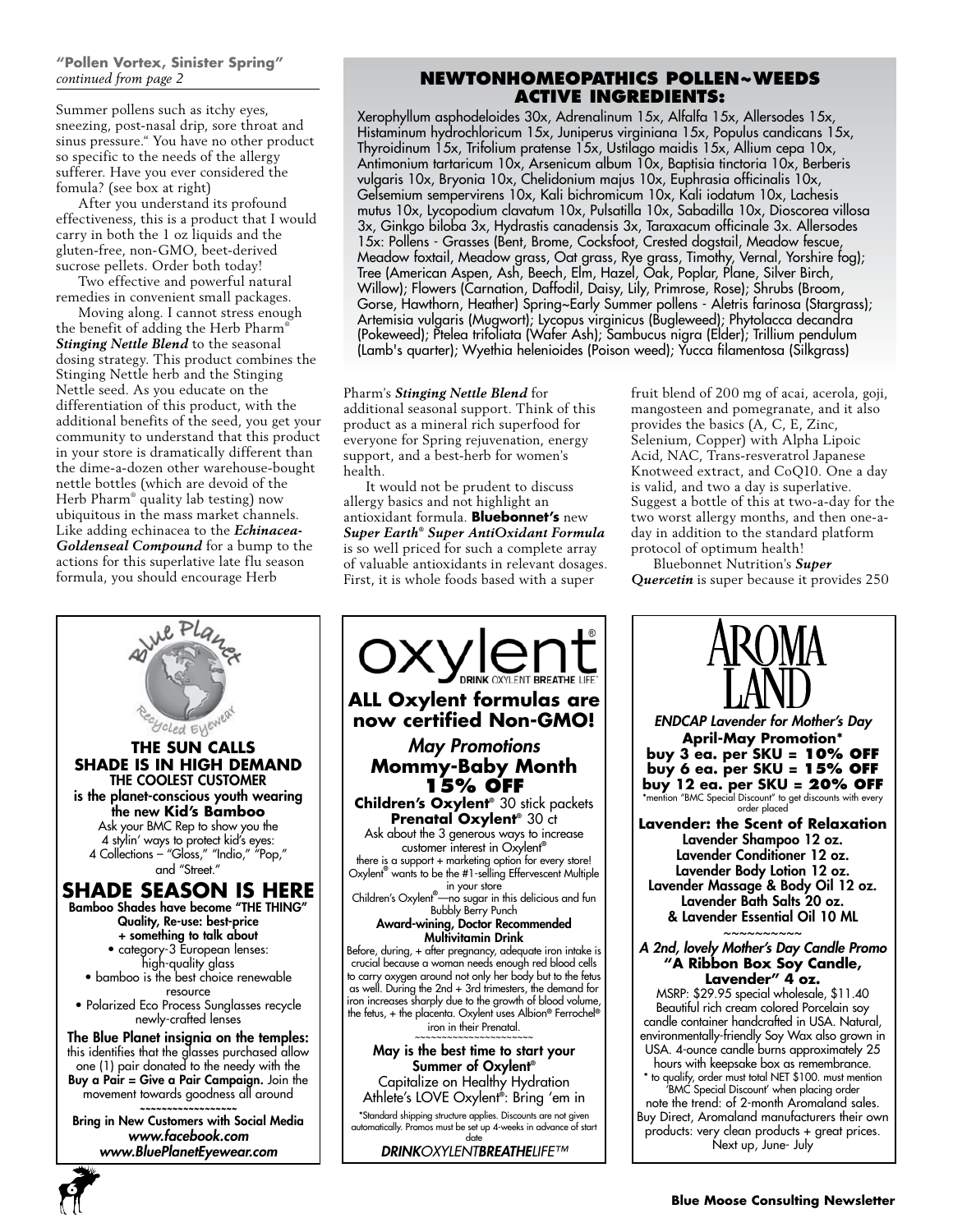**"Pollen Vortex, Sinister Spring"**
*continued from page 2*

Summer pollens such as itchy eyes, sneezing, post-nasal drip, sore throat and sinus pressure." You have no other product so specific to the needs of the allergy sufferer. Have you ever considered the fomula? (see box at right)

After you understand its profound effectiveness, this is a product that I would carry in both the 1 oz liquids and the gluten-free, non-GMO, beet-derived sucrose pellets. Order both today!

Two effective and powerful natural remedies in convenient small packages.

Moving along. I cannot stress enough the benefit of adding the Herb Pharm® ***Stinging Nettle Blend*** to the seasonal dosing strategy. This product combines the Stinging Nettle herb and the Stinging Nettle seed. As you educate on the differentiation of this product, with the additional benefits of the seed, you get your community to understand that this product in your store is dramatically different than the dime-a-dozen other warehouse-bought nettle bottles (which are devoid of the Herb Pharm® quality lab testing) now ubiquitous in the mass market channels. Like adding echinacea to the ***Echinacea-Goldenseal Compound*** for a bump to the actions for this superlative late flu season formula, you should encourage Herb Pharm's ***Stinging Nettle Blend*** for additional seasonal support. Think of this product as a mineral rich superfood for everyone for Spring rejuvenation, energy support, and a best-herb for women's health.

It would not be prudent to discuss allergy basics and not highlight an antioxidant formula. **Bluebonnet's** new ***Super Earth® Super AntiOxidant Formula*** is so well priced for such a complete array of valuable antioxidants in relevant dosages. First, it is whole foods based with a super fruit blend of 200 mg of acai, acerola, goji, mangosteen and pomegranate, and it also provides the basics (A, C, E, Zinc, Selenium, Copper) with Alpha Lipoic Acid, NAC, Trans-resveratrol Japanese Knotweed extract, and CoQ10. One a day is valid, and two a day is superlative. Suggest a bottle of this at two-a-day for the two worst allergy months, and then one-a-day in addition to the standard platform protocol of optimum health!

Bluebonnet Nutrition's ***Super Quercetin*** is super because it provides 250

## NEWTONHOMEOPATHICS POLLEN~WEEDS ACTIVE INGREDIENTS:

Xerophyllum asphodeloides 30x, Adrenalinum 15x, Alfalfa 15x, Allersodes 15x, Histaminum hydrochloricum 15x, Juniperus virginiana 15x, Populus candicans 15x, Thyroidinum 15x, Trifolium pratense 15x, Ustilago maidis 15x, Allium cepa 10x, Antimonium tartaricum 10x, Arsenicum album 10x, Baptisia tinctoria 10x, Berberis vulgaris 10x, Bryonia 10x, Chelidonium majus 10x, Euphrasia officinalis 10x, Gelsemium sempervirens 10x, Kali bichromicum 10x, Kali iodatum 10x, Lachesis mutus 10x, Lycopodium clavatum 10x, Pulsatilla 10x, Sabadilla 10x, Dioscorea villosa 3x, Ginkgo biloba 3x, Hydrastis canadensis 3x, Taraxacum officinale 3x. Allersodes 15x: Pollens - Grasses (Bent, Brome, Cocksfoot, Crested dogstail, Meadow fescue, Meadow foxtail, Meadow grass, Oat grass, Rye grass, Timothy, Vernal, Yorshire fog); Tree (American Aspen, Ash, Beech, Elm, Hazel, Oak, Poplar, Plane, Silver Birch, Willow); Flowers (Carnation, Daffodil, Daisy, Lily, Primrose, Rose); Shrubs (Broom, Gorse, Hawthorn, Heather) Spring~Early Summer pollens - Aletris farinosa (Stargrass); Artemisia vulgaris (Mugwort); Lycopus virginicus (Bugleweed); Phytolacca decandra (Pokeweed); Ptelea trifoliata (Wafer Ash); Sambucus nigra (Elder); Trillium pendulum (Lamb's quarter); Wyethia helenioides (Poison weed); Yucca filamentosa (Silkgrass)

---

Blue Planet Recycled Eyewear

**THE SUN CALLS**
**SHADE IS IN HIGH DEMAND**
**THE COOLEST CUSTOMER**
**is the planet-conscious youth wearing the new Kid's Bamboo**

Ask your BMC Rep to show you the 4 stylin' ways to protect kid's eyes: 4 Collections – "Gloss," "Indio," "Pop," and "Street."

**SHADE SEASON IS HERE**

**Bamboo Shades have become "THE THING"**
**Quality, Re-use: best-price + something to talk about**

- category-3 European lenses: high-quality glass
- bamboo is the best choice renewable resource
- Polarized Eco Process Sunglasses recycle newly-crafted lenses

**The Blue Planet insignia on the temples:** this identifies that the glasses purchased allow one (1) pair donated to the needy with the **Buy a Pair = Give a Pair Campaign.** Join the movement towards goodness all around

~~~~~~~~~~~~~~~~

**Bring in New Customers with Social Media**
***www.facebook.com***
***www.BluePlanetEyewear.com***

---

oxylent® DRINK OXYLENT BREATHE LIFE™

**ALL Oxylent formulas are now certified Non-GMO!**

*May Promotions*
**Mommy-Baby Month**
**15% OFF**

**Children's Oxylent®** 30 stick packets
**Prenatal Oxylent®** 30 ct

Ask about the 3 generous ways to increase customer interest in Oxylent®
there is a support + marketing option for every store!
Oxylent® wants to be the #1-selling Effervescent Multiple in your store
Children's Oxylent®—no sugar in this delicious and fun Bubbly Berry Punch

**Award-wining, Doctor Recommended Multivitamin Drink**

Before, during, + after pregnancy, adequate iron intake is crucial because a woman needs enough red blood cells to carry oxygen around not only her body but to the fetus as well. During the 2nd + 3rd trimesters, the demand for iron increases sharply due to the growth of blood volume, the fetus, + the placenta. Oxylent uses Albion® Ferrochel® iron in their Prenatal.

~~~~~~~~~~~~~~~~~~~~

**May is the best time to start your Summer of Oxylent®**
Capitalize on Healthy Hydration
Athlete's LOVE Oxylent®: Bring 'em in

\*Standard shipping structure applies. Discounts are not given automatically. Promos must be set up 4-weeks in advance of start date

***DRINK**OXYLENT**BREATHE**LIFE™*

---

AROMA LAND

***ENDCAP Lavender for Mother's Day***
**April-May Promotion\***
**buy 3 ea. per SKU = 10% OFF**
**buy 6 ea. per SKU = 15% OFF**
**buy 12 ea. per SKU = 20% OFF**
\*mention "BMC Special Discount" to get discounts with every order placed

**Lavender: the Scent of Relaxation**
**Lavender Shampoo 12 oz.**
**Lavender Conditioner 12 oz.**
**Lavender Body Lotion 12 oz.**
**Lavender Massage & Body Oil 12 oz.**
**Lavender Bath Salts 20 oz.**
**& Lavender Essential Oil 10 ML**

~~~~~~~~~~

***A 2nd, lovely Mother's Day Candle Promo***
**"A Ribbon Box Soy Candle, Lavender" 4 oz.**

MSRP: $29.95 special wholesale, $11.40
Beautiful rich cream colored Porcelain soy candle container handcrafted in USA. Natural, environmentally-friendly Soy Wax also grown in USA. 4-ounce candle burns approximately 25 hours with keepsake box as remembrance.
\* to qualify, order must total NET $100. must mention 'BMC Special Discount' when placing order
note the trend: of 2-month Aromaland sales.
Buy Direct, Aromaland manufacturers their own products: very clean products + great prices.
Next up, June- July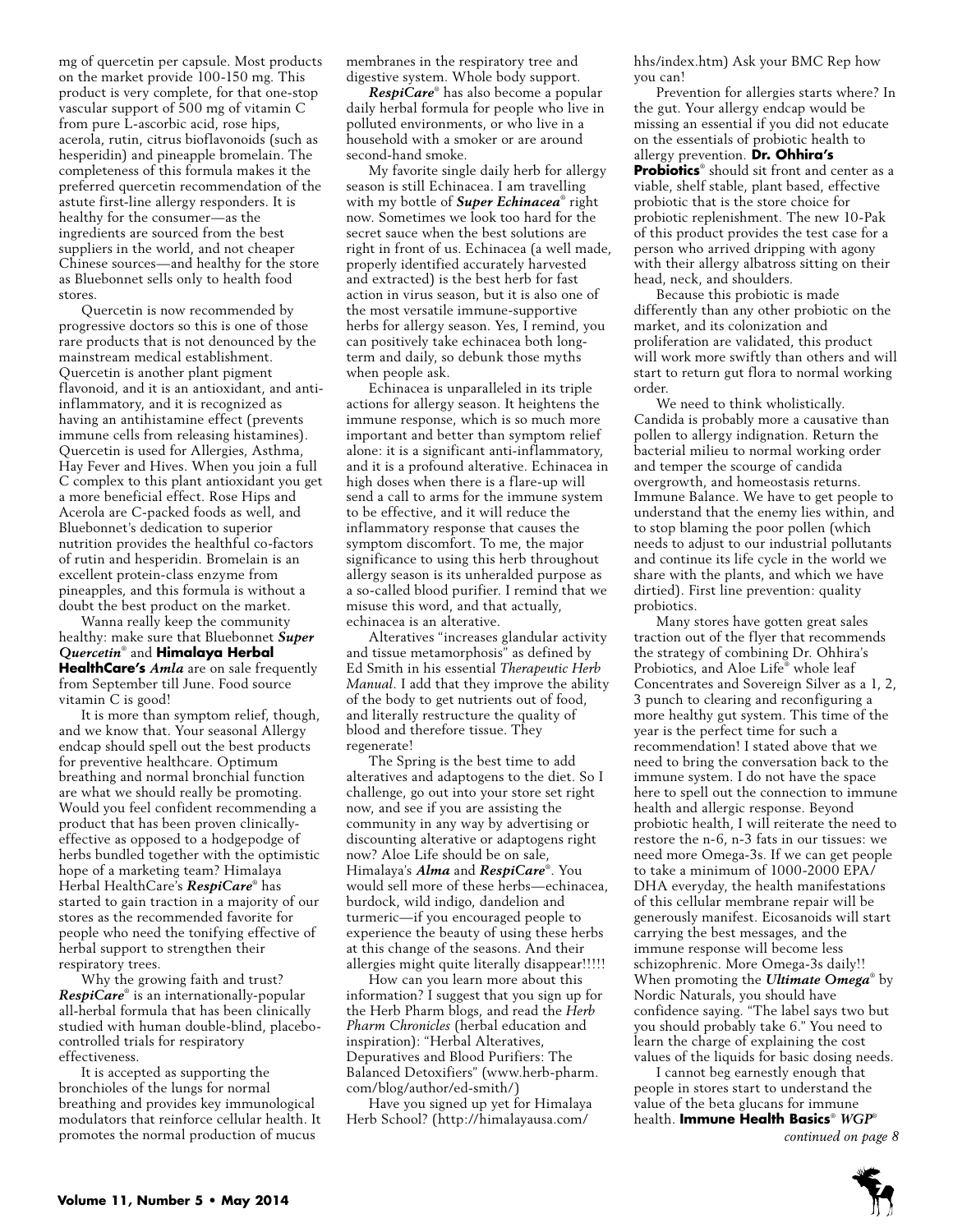mg of quercetin per capsule. Most products on the market provide 100-150 mg. This product is very complete, for that one-stop vascular support of 500 mg of vitamin C from pure L-ascorbic acid, rose hips, acerola, rutin, citrus bioflavonoids (such as hesperidin) and pineapple bromelain. The completeness of this formula makes it the preferred quercetin recommendation of the astute first-line allergy responders. It is healthy for the consumer—as the ingredients are sourced from the best suppliers in the world, and not cheaper Chinese sources—and healthy for the store as Bluebonnet sells only to health food stores.

Quercetin is now recommended by progressive doctors so this is one of those rare products that is not denounced by the mainstream medical establishment. Quercetin is another plant pigment flavonoid, and it is an antioxidant, and anti-inflammatory, and it is recognized as having an antihistamine effect (prevents immune cells from releasing histamines). Quercetin is used for Allergies, Asthma, Hay Fever and Hives. When you join a full C complex to this plant antioxidant you get a more beneficial effect. Rose Hips and Acerola are C-packed foods as well, and Bluebonnet's dedication to superior nutrition provides the healthful co-factors of rutin and hesperidin. Bromelain is an excellent protein-class enzyme from pineapples, and this formula is without a doubt the best product on the market.

Wanna really keep the community healthy: make sure that Bluebonnet ***Super Quercetin***® and **Himalaya Herbal HealthCare's** ***Amla*** are on sale frequently from September till June. Food source vitamin C is good!

It is more than symptom relief, though, and we know that. Your seasonal Allergy endcap should spell out the best products for preventive healthcare. Optimum breathing and normal bronchial function are what we should really be promoting. Would you feel confident recommending a product that has been proven clinically-effective as opposed to a hodgepodge of herbs bundled together with the optimistic hope of a marketing team? Himalaya Herbal HealthCare's ***RespiCare***® has started to gain traction in a majority of our stores as the recommended favorite for people who need the tonifying effective of herbal support to strengthen their respiratory trees.

Why the growing faith and trust? ***RespiCare***® is an internationally-popular all-herbal formula that has been clinically studied with human double-blind, placebo-controlled trials for respiratory effectiveness.

It is accepted as supporting the bronchioles of the lungs for normal breathing and provides key immunological modulators that reinforce cellular health. It promotes the normal production of mucus membranes in the respiratory tree and digestive system. Whole body support.

***RespiCare***® has also become a popular daily herbal formula for people who live in polluted environments, or who live in a household with a smoker or are around second-hand smoke.

My favorite single daily herb for allergy season is still Echinacea. I am travelling with my bottle of ***Super Echinacea***® right now. Sometimes we look too hard for the secret sauce when the best solutions are right in front of us. Echinacea (a well made, properly identified accurately harvested and extracted) is the best herb for fast action in virus season, but it is also one of the most versatile immune-supportive herbs for allergy season. Yes, I remind, you can positively take echinacea both long-term and daily, so debunk those myths when people ask.

Echinacea is unparalleled in its triple actions for allergy season. It heightens the immune response, which is so much more important and better than symptom relief alone: it is a significant anti-inflammatory, and it is a profound alterative. Echinacea in high doses when there is a flare-up will send a call to arms for the immune system to be effective, and it will reduce the inflammatory response that causes the symptom discomfort. To me, the major significance to using this herb throughout allergy season is its unheralded purpose as a so-called blood purifier. I remind that we misuse this word, and that actually, echinacea is an alterative.

Alteratives "increases glandular activity and tissue metamorphosis" as defined by Ed Smith in his essential *Therapeutic Herb Manual*. I add that they improve the ability of the body to get nutrients out of food, and literally restructure the quality of blood and therefore tissue. They regenerate!

The Spring is the best time to add alteratives and adaptogens to the diet. So I challenge, go out into your store set right now, and see if you are assisting the community in any way by advertising or discounting alterative or adaptogens right now? Aloe Life should be on sale, Himalaya's ***Alma*** and ***RespiCare***®. You would sell more of these herbs—echinacea, burdock, wild indigo, dandelion and turmeric—if you encouraged people to experience the beauty of using these herbs at this change of the seasons. And their allergies might quite literally disappear!!!!!

How can you learn more about this information? I suggest that you sign up for the Herb Pharm blogs, and read the *Herb Pharm Chronicles* (herbal education and inspiration): "Herbal Alteratives, Depuratives and Blood Purifiers: The Balanced Detoxifiers" (www.herb-pharm.com/blog/author/ed-smith/)

Have you signed up yet for Himalaya Herb School? (http://himalayausa.com/hhs/index.htm) Ask your BMC Rep how you can!

Prevention for allergies starts where? In the gut. Your allergy endcap would be missing an essential if you did not educate on the essentials of probiotic health to allergy prevention. **Dr. Ohhira's Probiotics**® should sit front and center as a viable, shelf stable, plant based, effective probiotic that is the store choice for probiotic replenishment. The new 10-Pak of this product provides the test case for a person who arrived dripping with agony with their allergy albatross sitting on their head, neck, and shoulders.

Because this probiotic is made differently than any other probiotic on the market, and its colonization and proliferation are validated, this product will work more swiftly than others and will start to return gut flora to normal working order.

We need to think wholistically. Candida is probably more a causative than pollen to allergy indignation. Return the bacterial milieu to normal working order and temper the scourge of candida overgrowth, and homeostasis returns. Immune Balance. We have to get people to understand that the enemy lies within, and to stop blaming the poor pollen (which needs to adjust to our industrial pollutants and continue its life cycle in the world we share with the plants, and which we have dirtied). First line prevention: quality probiotics.

Many stores have gotten great sales traction out of the flyer that recommends the strategy of combining Dr. Ohhira's Probiotics, and Aloe Life® whole leaf Concentrates and Sovereign Silver as a 1, 2, 3 punch to clearing and reconfiguring a more healthy gut system. This time of the year is the perfect time for such a recommendation! I stated above that we need to bring the conversation back to the immune system. I do not have the space here to spell out the connection to immune health and allergic response. Beyond probiotic health, I will reiterate the need to restore the n-6, n-3 fats in our tissues: we need more Omega-3s. If we can get people to take a minimum of 1000-2000 EPA/DHA everyday, the health manifestations of this cellular membrane repair will be generously manifest. Eicosanoids will start carrying the best messages, and the immune response will become less schizophrenic. More Omega-3s daily!! When promoting the ***Ultimate Omega***® by Nordic Naturals, you should have confidence saying, "The label says two but you should probably take 6." You need to learn the charge of explaining the cost values of the liquids for basic dosing needs.

I cannot beg earnestly enough that people in stores start to understand the value of the beta glucans for immune health. **Immune Health Basics**® ***WGP***®

*continued on page 8*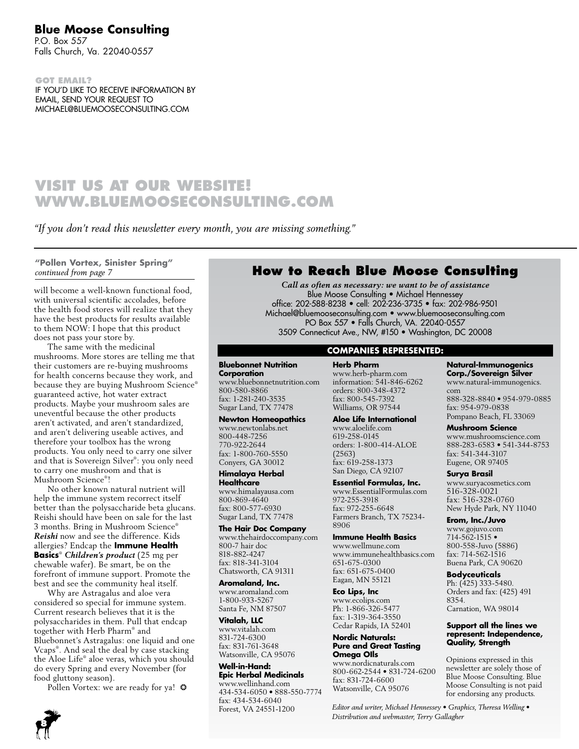**Blue Moose Consulting**
P.O. Box 557
Falls Church, Va. 22040-0557

**GOT EMAIL?**
IF YOU'D LIKE TO RECEIVE INFORMATION BY EMAIL, SEND YOUR REQUEST TO MICHAEL@BLUEMOOSECONSULTING.COM

## VISIT US AT OUR WEBSITE! WWW.BLUEMOOSECONSULTING.COM

*"If you don't read this newsletter every month, you are missing something."*

**"Pollen Vortex, Sinister Spring"**
*continued from page 7*

will become a well-known functional food, with universal scientific accolades, before the health food stores will realize that they have the best products for results available to them NOW: I hope that this product does not pass your store by.

The same with the medicinal mushrooms. More stores are telling me that their customers are re-buying mushrooms for health concerns because they work, and because they are buying Mushroom Science® guaranteed active, hot water extract products. Maybe your mushroom sales are uneventful because the other products aren't activated, and aren't standardized, and aren't delivering useable actives, and therefore your toolbox has the wrong products. You only need to carry one silver and that is Sovereign Silver®: you only need to carry one mushroom and that is Mushroom Science®!

No other known natural nutrient will help the immune system recorrect itself better than the polysaccharide beta glucans. Reishi should have been on sale for the last 3 months. Bring in Mushroom Science® ***Reishi*** now and see the difference. Kids allergies? Endcap the **Immune Health Basics**® ***Children's product*** (25 mg per chewable wafer). Be smart, be on the forefront of immune support. Promote the best and see the community heal itself.

Why are Astragalus and aloe vera considered so special for immune system. Current research believes that it is the polysaccharides in them. Pull that endcap together with Herb Pharm® and Bluebonnet's Astragalus: one liquid and one Vcaps®. And seal the deal by case stacking the Aloe Life® aloe veras, which you should do every Spring and every November (for food gluttony season).

Pollen Vortex: we are ready for ya! ✪

## How to Reach Blue Moose Consulting

***Call as often as necessary: we want to be of assistance***
Blue Moose Consulting • Michael Hennessey
office: 202-588-8238 • cell: 202-236-3735 • fax: 202-986-9501
Michael@bluemooseconsulting.com • www.bluemooseconsulting.com
PO Box 557 • Falls Church, VA. 22040-0557
3509 Connecticut Ave., NW, #150 • Washington, DC 20008

### COMPANIES REPRESENTED:

**Bluebonnet Nutrition Corporation**
www.bluebonnetnutrition.com
800-580-8866
fax: 1-281-240-3535
Sugar Land, TX 77478

**Newton Homeopathics**
www.newtonlabs.net
800-448-7256
770-922-2644
fax: 1-800-760-5550
Conyers, GA 30012

**Himalaya Herbal Healthcare**
www.himalayausa.com
800-869-4640
fax: 800-577-6930
Sugar Land, TX 77478

**The Hair Doc Company**
www.thehairdoccompany.com
800-7 hair doc
818-882-4247
fax: 818-341-3104
Chatsworth, CA 91311

**Aromaland, Inc.**
www.aromaland.com
1-800-933-5267
Santa Fe, NM 87507

**Vitalah, LLC**
www.vitalah.com
831-724-6300
fax: 831-761-3648
Watsonville, CA 95076

**Well-in-Hand: Epic Herbal Medicinals**
www.wellinhand.com
434-534-6050 • 888-550-7774
fax: 434-534-6040
Forest, VA 24551-1200

**Herb Pharm**
www.herb-pharm.com
information: 541-846-6262
orders: 800-348-4372
fax: 800-545-7392
Williams, OR 97544

**Aloe Life International**
www.aloelife.com
619-258-0145
orders: 1-800-414-ALOE (2563)
fax: 619-258-1373
San Diego, CA 92107

**Essential Formulas, Inc.**
www.EssentialFormulas.com
972-255-3918
fax: 972-255-6648
Farmers Branch, TX 75234-8906

**Immune Health Basics**
www.wellmune.com
www.immunehealthbasics.com
651-675-0300
fax: 651-675-0400
Eagan, MN 55121

**Eco Lips, Inc**
www.ecolips.com
Ph: 1-866-326-5477
fax: 1-319-364-3550
Cedar Rapids, IA 52401

**Nordic Naturals: Pure and Great Tasting Omega OIls**
www.nordicnaturals.com
800-662-2544 • 831-724-6200
fax: 831-724-6600
Watsonville, CA 95076

**Natural-Immunogenics Corp./Sovereign Silver**
www.natural-immunogenics.com
888-328-8840 • 954-979-0885
fax: 954-979-0838
Pompano Beach, FL 33069

**Mushroom Science**
www.mushroomscience.com
888-283-6583 • 541-344-8753
fax: 541-344-3107
Eugene, OR 97405

**Surya Brasil**
www.suryacosmetics.com
516-328-0021
fax: 516-328-0760
New Hyde Park, NY 11040

**Erom, Inc./Juvo**
www.gojuvo.com
714-562-1515 •
800-558-Juvo (5886)
fax: 714-562-1516
Buena Park, CA 90620

**Bodyceuticals**
Ph: (425) 333-5480.
Orders and fax: (425) 491 8354.
Carnation, WA 98014

**Support all the lines we represent: Independence, Quality, Strength**

Opinions expressed in this newsletter are solely those of Blue Moose Consulting. Blue Moose Consulting is not paid for endorsing any products.

*Editor and writer, Michael Hennessey • Graphics, Theresa Welling • Distribution and webmaster, Terry Gallagher*